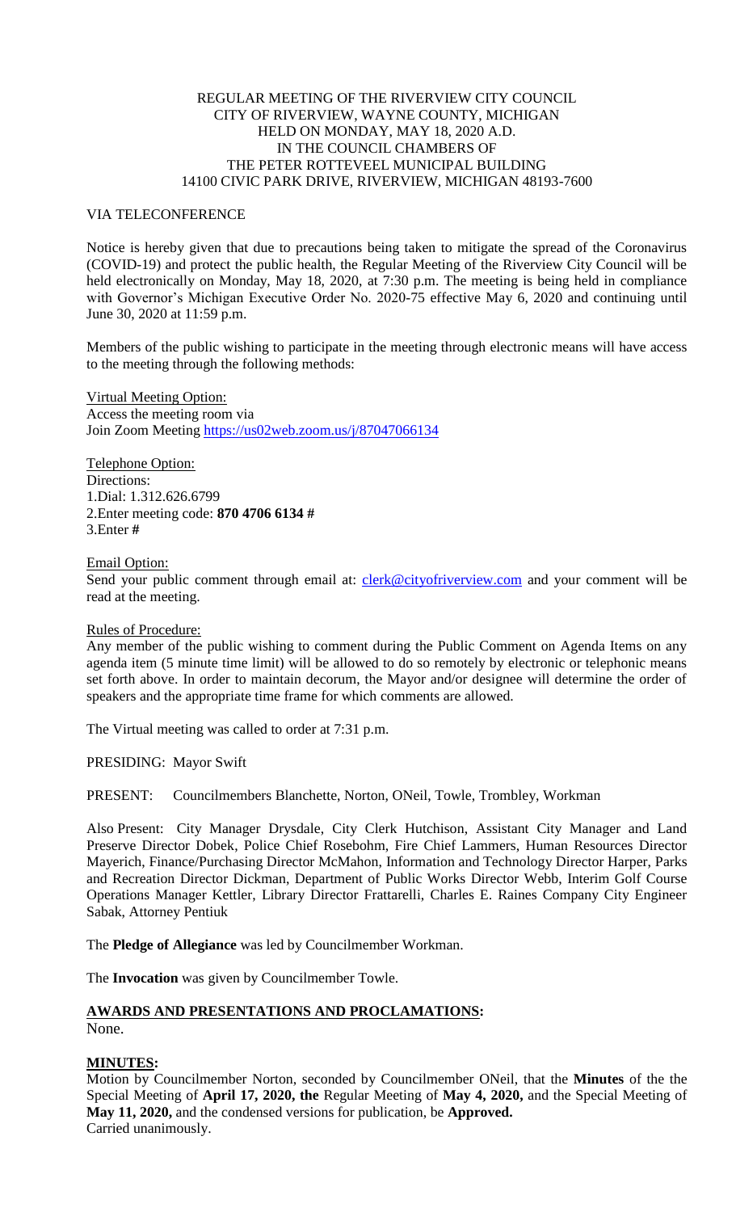REGULAR MEETING OF THE RIVERVIEW CITY COUNCIL
CITY OF RIVERVIEW, WAYNE COUNTY, MICHIGAN
HELD ON MONDAY, MAY 18, 2020 A.D.
IN THE COUNCIL CHAMBERS OF
THE PETER ROTTEVEEL MUNICIPAL BUILDING
14100 CIVIC PARK DRIVE, RIVERVIEW, MICHIGAN 48193-7600

VIA TELECONFERENCE

Notice is hereby given that due to precautions being taken to mitigate the spread of the Coronavirus (COVID-19) and protect the public health, the Regular Meeting of the Riverview City Council will be held electronically on Monday, May 18, 2020, at 7:30 p.m. The meeting is being held in compliance with Governor's Michigan Executive Order No. 2020-75 effective May 6, 2020 and continuing until June 30, 2020 at 11:59 p.m.

Members of the public wishing to participate in the meeting through electronic means will have access to the meeting through the following methods:

Virtual Meeting Option:
Access the meeting room via
Join Zoom Meeting https://us02web.zoom.us/j/87047066134

Telephone Option:
Directions:
1.Dial: 1.312.626.6799
2.Enter meeting code: **870 4706 6134 #**
3.Enter **#**

Email Option:
Send your public comment through email at: clerk@cityofriverview.com and your comment will be read at the meeting.

Rules of Procedure:
Any member of the public wishing to comment during the Public Comment on Agenda Items on any agenda item (5 minute time limit) will be allowed to do so remotely by electronic or telephonic means set forth above. In order to maintain decorum, the Mayor and/or designee will determine the order of speakers and the appropriate time frame for which comments are allowed.

The Virtual meeting was called to order at 7:31 p.m.

PRESIDING: Mayor Swift

PRESENT: Councilmembers Blanchette, Norton, ONeil, Towle, Trombley, Workman

Also Present: City Manager Drysdale, City Clerk Hutchison, Assistant City Manager and Land Preserve Director Dobek, Police Chief Rosebohm, Fire Chief Lammers, Human Resources Director Mayerich, Finance/Purchasing Director McMahon, Information and Technology Director Harper, Parks and Recreation Director Dickman, Department of Public Works Director Webb, Interim Golf Course Operations Manager Kettler, Library Director Frattarelli, Charles E. Raines Company City Engineer Sabak, Attorney Pentiuk

The **Pledge of Allegiance** was led by Councilmember Workman.

The **Invocation** was given by Councilmember Towle.

**AWARDS AND PRESENTATIONS AND PROCLAMATIONS:**
None.

**MINUTES:**
Motion by Councilmember Norton, seconded by Councilmember ONeil, that the **Minutes** of the the Special Meeting of **April 17, 2020, the** Regular Meeting of **May 4, 2020,** and the Special Meeting of **May 11, 2020,** and the condensed versions for publication, be **Approved.**
Carried unanimously.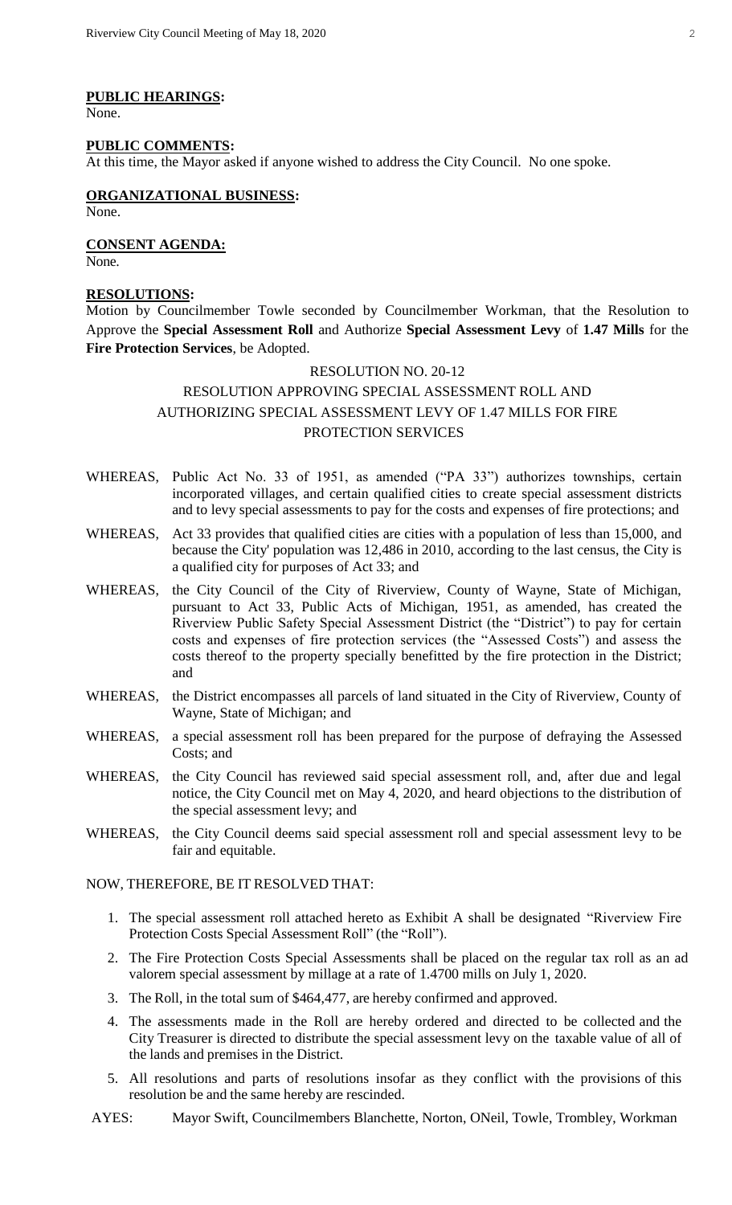**PUBLIC HEARINGS:**
None.

**PUBLIC COMMENTS:**
At this time, the Mayor asked if anyone wished to address the City Council. No one spoke.

**ORGANIZATIONAL BUSINESS:**
None.

**CONSENT AGENDA:**
None.

**RESOLUTIONS:**
Motion by Councilmember Towle seconded by Councilmember Workman, that the Resolution to Approve the **Special Assessment Roll** and Authorize **Special Assessment Levy** of **1.47 Mills** for the **Fire Protection Services**, be Adopted.

RESOLUTION NO. 20-12
RESOLUTION APPROVING SPECIAL ASSESSMENT ROLL AND AUTHORIZING SPECIAL ASSESSMENT LEVY OF 1.47 MILLS FOR FIRE PROTECTION SERVICES

WHEREAS, Public Act No. 33 of 1951, as amended ("PA 33") authorizes townships, certain incorporated villages, and certain qualified cities to create special assessment districts and to levy special assessments to pay for the costs and expenses of fire protections; and

WHEREAS, Act 33 provides that qualified cities are cities with a population of less than 15,000, and because the City' population was 12,486 in 2010, according to the last census, the City is a qualified city for purposes of Act 33; and

WHEREAS, the City Council of the City of Riverview, County of Wayne, State of Michigan, pursuant to Act 33, Public Acts of Michigan, 1951, as amended, has created the Riverview Public Safety Special Assessment District (the "District") to pay for certain costs and expenses of fire protection services (the "Assessed Costs") and assess the costs thereof to the property specially benefitted by the fire protection in the District; and

WHEREAS, the District encompasses all parcels of land situated in the City of Riverview, County of Wayne, State of Michigan; and

WHEREAS, a special assessment roll has been prepared for the purpose of defraying the Assessed Costs; and

WHEREAS, the City Council has reviewed said special assessment roll, and, after due and legal notice, the City Council met on May 4, 2020, and heard objections to the distribution of the special assessment levy; and

WHEREAS, the City Council deems said special assessment roll and special assessment levy to be fair and equitable.

NOW, THEREFORE, BE IT RESOLVED THAT:

1. The special assessment roll attached hereto as Exhibit A shall be designated "Riverview Fire Protection Costs Special Assessment Roll" (the "Roll").
2. The Fire Protection Costs Special Assessments shall be placed on the regular tax roll as an ad valorem special assessment by millage at a rate of 1.4700 mills on July 1, 2020.
3. The Roll, in the total sum of $464,477, are hereby confirmed and approved.
4. The assessments made in the Roll are hereby ordered and directed to be collected and the City Treasurer is directed to distribute the special assessment levy on the taxable value of all of the lands and premises in the District.
5. All resolutions and parts of resolutions insofar as they conflict with the provisions of this resolution be and the same hereby are rescinded.

AYES: Mayor Swift, Councilmembers Blanchette, Norton, ONeil, Towle, Trombley, Workman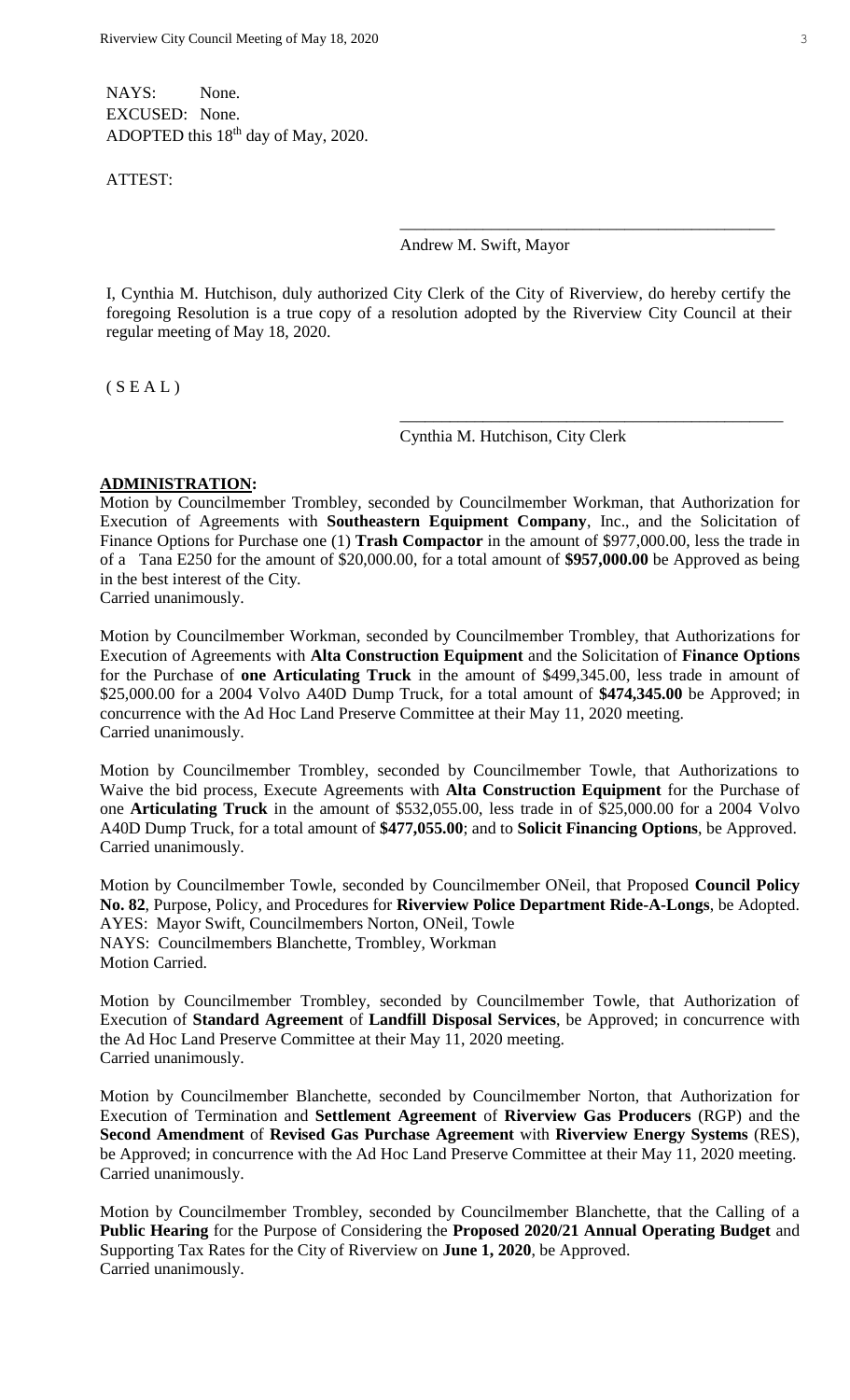NAYS: None.
EXCUSED: None.
ADOPTED this 18th day of May, 2020.

ATTEST:

\_\_\_\_\_\_\_\_\_\_\_\_\_\_\_\_\_\_\_\_\_\_\_\_\_\_\_\_\_\_\_\_\_\_\_\_\_\_\_\_\_\_\_\_\_\_

Andrew M. Swift, Mayor

I, Cynthia M. Hutchison, duly authorized City Clerk of the City of Riverview, do hereby certify the foregoing Resolution is a true copy of a resolution adopted by the Riverview City Council at their regular meeting of May 18, 2020.

( S E A L )

\_\_\_\_\_\_\_\_\_\_\_\_\_\_\_\_\_\_\_\_\_\_\_\_\_\_\_\_\_\_\_\_\_\_\_\_\_\_\_\_\_\_\_\_\_\_

Cynthia M. Hutchison, City Clerk

**ADMINISTRATION:**

Motion by Councilmember Trombley, seconded by Councilmember Workman, that Authorization for Execution of Agreements with **Southeastern Equipment Company**, Inc., and the Solicitation of Finance Options for Purchase one (1) **Trash Compactor** in the amount of $977,000.00, less the trade in of a Tana E250 for the amount of $20,000.00, for a total amount of **$957,000.00** be Approved as being in the best interest of the City.
Carried unanimously.

Motion by Councilmember Workman, seconded by Councilmember Trombley, that Authorizations for Execution of Agreements with **Alta Construction Equipment** and the Solicitation of **Finance Options** for the Purchase of **one Articulating Truck** in the amount of $499,345.00, less trade in amount of $25,000.00 for a 2004 Volvo A40D Dump Truck, for a total amount of **$474,345.00** be Approved; in concurrence with the Ad Hoc Land Preserve Committee at their May 11, 2020 meeting.
Carried unanimously.

Motion by Councilmember Trombley, seconded by Councilmember Towle, that Authorizations to Waive the bid process, Execute Agreements with **Alta Construction Equipment** for the Purchase of one **Articulating Truck** in the amount of $532,055.00, less trade in of $25,000.00 for a 2004 Volvo A40D Dump Truck, for a total amount of **$477,055.00**; and to **Solicit Financing Options**, be Approved.
Carried unanimously.

Motion by Councilmember Towle, seconded by Councilmember ONeil, that Proposed **Council Policy No. 82**, Purpose, Policy, and Procedures for **Riverview Police Department Ride-A-Longs**, be Adopted.
AYES: Mayor Swift, Councilmembers Norton, ONeil, Towle
NAYS: Councilmembers Blanchette, Trombley, Workman
Motion Carried.

Motion by Councilmember Trombley, seconded by Councilmember Towle, that Authorization of Execution of **Standard Agreement** of **Landfill Disposal Services**, be Approved; in concurrence with the Ad Hoc Land Preserve Committee at their May 11, 2020 meeting.
Carried unanimously.

Motion by Councilmember Blanchette, seconded by Councilmember Norton, that Authorization for Execution of Termination and **Settlement Agreement** of **Riverview Gas Producers** (RGP) and the **Second Amendment** of **Revised Gas Purchase Agreement** with **Riverview Energy Systems** (RES), be Approved; in concurrence with the Ad Hoc Land Preserve Committee at their May 11, 2020 meeting.
Carried unanimously.

Motion by Councilmember Trombley, seconded by Councilmember Blanchette, that the Calling of a **Public Hearing** for the Purpose of Considering the **Proposed 2020/21 Annual Operating Budget** and Supporting Tax Rates for the City of Riverview on **June 1, 2020**, be Approved.
Carried unanimously.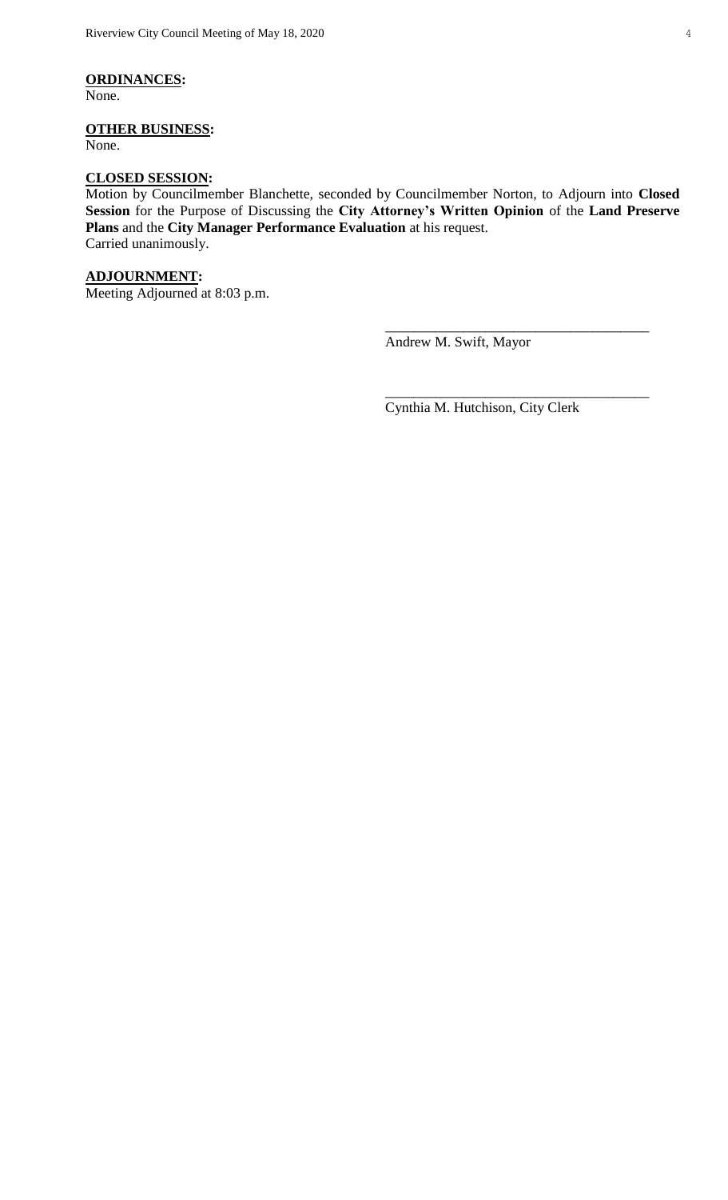**ORDINANCES:**
None.

**OTHER BUSINESS:**
None.

**CLOSED SESSION:**
Motion by Councilmember Blanchette, seconded by Councilmember Norton, to Adjourn into **Closed Session** for the Purpose of Discussing the **City Attorney's Written Opinion** of the **Land Preserve Plans** and the **City Manager Performance Evaluation** at his request.
Carried unanimously.

**ADJOURNMENT:**
Meeting Adjourned at 8:03 p.m.

\_\_\_\_\_\_\_\_\_\_\_\_\_\_\_\_\_\_\_\_\_\_\_\_\_\_\_\_\_\_\_\_\_\_\_\_\_
Andrew M. Swift, Mayor

\_\_\_\_\_\_\_\_\_\_\_\_\_\_\_\_\_\_\_\_\_\_\_\_\_\_\_\_\_\_\_\_\_\_\_\_\_
Cynthia M. Hutchison, City Clerk